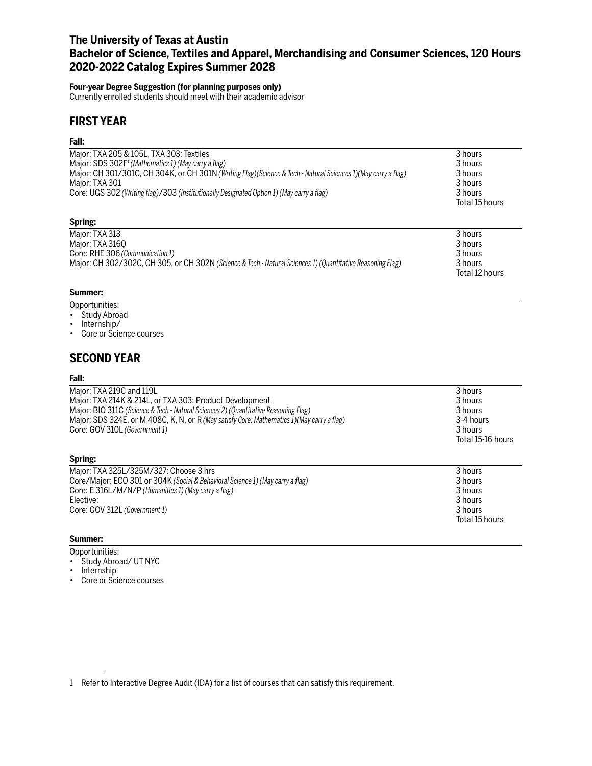# The University of Texas at Austin
# Bachelor of Science, Textiles and Apparel, Merchandising and Consumer Sciences, 120 Hours
# 2020-2022 Catalog Expires Summer 2028

**Four-year Degree Suggestion (for planning purposes only)**
Currently enrolled students should meet with their academic advisor

## FIRST YEAR

**Fall:**

| | |
|---|---|
| Major: TXA 205 & 105L, TXA 303: Textiles | 3 hours |
| Major: SDS 302F[1] *(Mathematics 1) (May carry a flag)* | 3 hours |
| Major: CH 301/301C, CH 304K, or CH 301N *(Writing Flag)(Science & Tech - Natural Sciences 1)(May carry a flag)* | 3 hours |
| Major: TXA 301 | 3 hours |
| Core: UGS 302 *(Writing flag)*/303 *(Institutionally Designated Option 1) (May carry a flag)* | 3 hours |
| | Total 15 hours |

**Spring:**

| | |
|---|---|
| Major: TXA 313 | 3 hours |
| Major: TXA 316Q | 3 hours |
| Core: RHE 306 *(Communication 1)* | 3 hours |
| Major: CH 302/302C, CH 305, or CH 302N *(Science & Tech - Natural Sciences 1) (Quantitative Reasoning Flag)* | 3 hours |
| | Total 12 hours |

**Summer:**

Opportunities:
- Study Abroad
- Internship/
- Core or Science courses

## SECOND YEAR

**Fall:**

| | |
|---|---|
| Major: TXA 219C and 119L | 3 hours |
| Major: TXA 214K & 214L, or TXA 303: Product Development | 3 hours |
| Major: BIO 311C *(Science & Tech - Natural Sciences 2) (Quantitative Reasoning Flag)* | 3 hours |
| Major: SDS 324E, or M 408C, K, N, or R *(May satisfy Core: Mathematics 1)(May carry a flag)* | 3-4 hours |
| Core: GOV 310L *(Government 1)* | 3 hours |
| | Total 15-16 hours |

**Spring:**

| | |
|---|---|
| Major: TXA 325L/325M/327: Choose 3 hrs | 3 hours |
| Core/Major: ECO 301 or 304K *(Social & Behavioral Science 1) (May carry a flag)* | 3 hours |
| Core: E 316L/M/N/P *(Humanities 1) (May carry a flag)* | 3 hours |
| Elective: | 3 hours |
| Core: GOV 312L *(Government 1)* | 3 hours |
| | Total 15 hours |

**Summer:**

Opportunities:
- Study Abroad/ UT NYC
- Internship
- Core or Science courses

---

1 Refer to Interactive Degree Audit (IDA) for a list of courses that can satisfy this requirement.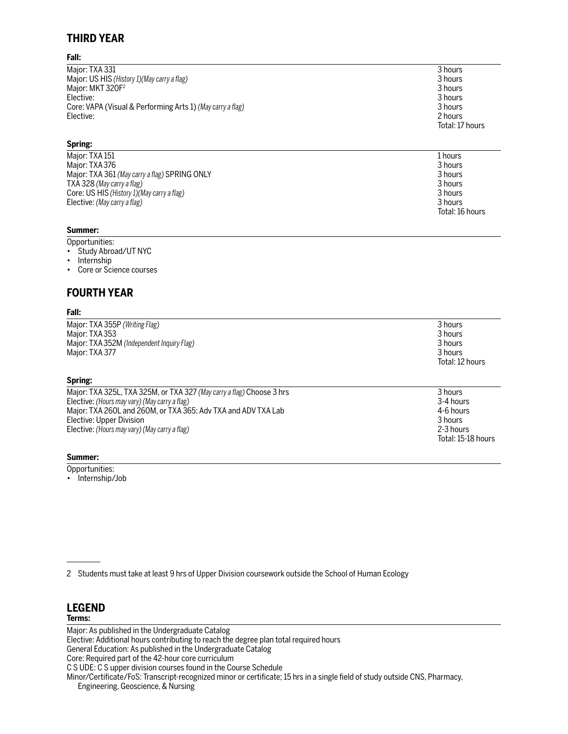## THIRD YEAR

### Fall:

| | |
|---|---|
| Major: TXA 331 | 3 hours |
| Major: US HIS *(History 1)(May carry a flag)* | 3 hours |
| Major: MKT 320F[2] | 3 hours |
| Elective: | 3 hours |
| Core: VAPA (Visual & Performing Arts 1) *(May carry a flag)* | 3 hours |
| Elective: | 2 hours |
| | Total: 17 hours |

### Spring:

| | |
|---|---|
| Major: TXA 151 | 1 hours |
| Major: TXA 376 | 3 hours |
| Major: TXA 361 *(May carry a flag)* SPRING ONLY | 3 hours |
| TXA 328 *(May carry a flag)* | 3 hours |
| Core: US HIS *(History 1)(May carry a flag)* | 3 hours |
| Elective: *(May carry a flag)* | 3 hours |
| | Total: 16 hours |

### Summer:

Opportunities:

- Study Abroad/UT NYC
- Internship
- Core or Science courses

## FOURTH YEAR

### Fall:

| | |
|---|---|
| Major: TXA 355P *(Writing Flag)* | 3 hours |
| Major: TXA 353 | 3 hours |
| Major: TXA 352M *(Independent Inquiry Flag)* | 3 hours |
| Major: TXA 377 | 3 hours |
| | Total: 12 hours |

### Spring:

| | |
|---|---|
| Major: TXA 325L, TXA 325M, or TXA 327 *(May carry a flag)* Choose 3 hrs | 3 hours |
| Elective: *(Hours may vary) (May carry a flag)* | 3-4 hours |
| Major: TXA 260L and 260M, or TXA 365: Adv TXA and ADV TXA Lab | 4-6 hours |
| Elective: Upper Division | 3 hours |
| Elective: *(Hours may vary) (May carry a flag)* | 2-3 hours |
| | Total: 15-18 hours |

### Summer:

Opportunities:

- Internship/Job

---

2 Students must take at least 9 hrs of Upper Division coursework outside the School of Human Ecology

## LEGEND

### Terms:

Major: As published in the Undergraduate Catalog
Elective: Additional hours contributing to reach the degree plan total required hours
General Education: As published in the Undergraduate Catalog
Core: Required part of the 42-hour core curriculum
C S UDE: C S upper division courses found in the Course Schedule
Minor/Certificate/FoS: Transcript-recognized minor or certificate; 15 hrs in a single field of study outside CNS, Pharmacy, Engineering, Geoscience, & Nursing